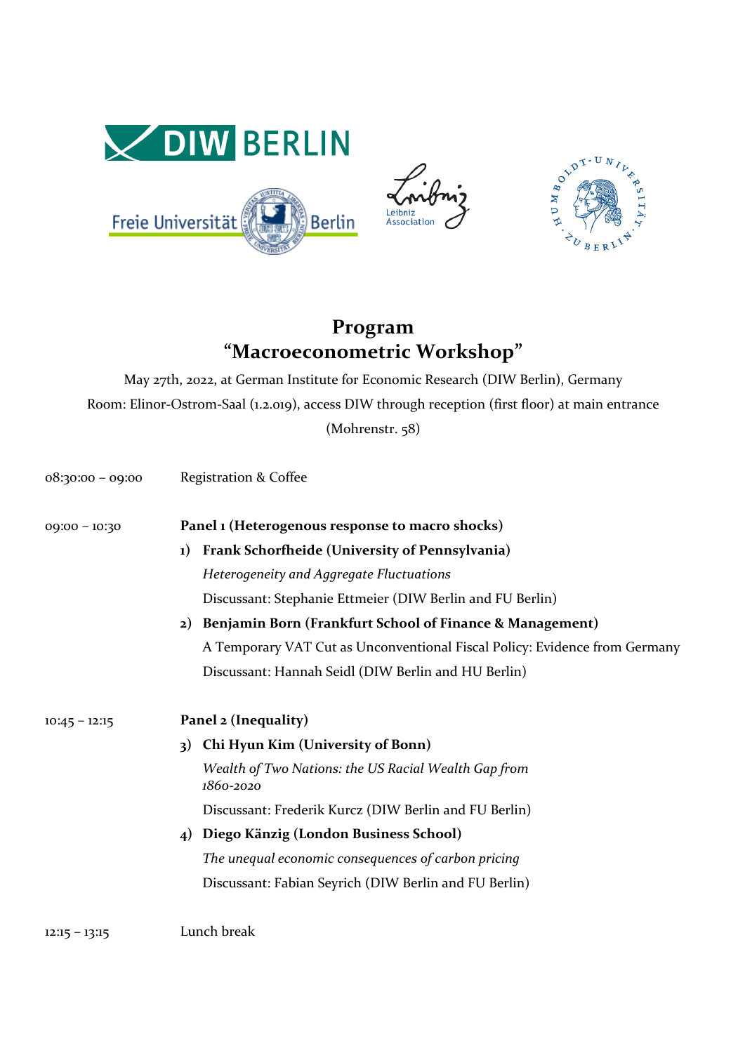# Program
# "Macroeconometric Workshop"

May 27th, 2022, at German Institute for Economic Research (DIW Berlin), Germany

Room: Elinor-Ostrom-Saal (1.2.019), access DIW through reception (first floor) at main entrance (Mohrenstr. 58)

08:30:00 – 09:00 Registration & Coffee

09:00 – 10:30 **Panel 1 (Heterogenous response to macro shocks)**

1) **Frank Schorfheide (University of Pennsylvania)**
   *Heterogeneity and Aggregate Fluctuations*
   Discussant: Stephanie Ettmeier (DIW Berlin and FU Berlin)
2) **Benjamin Born (Frankfurt School of Finance & Management)**
   A Temporary VAT Cut as Unconventional Fiscal Policy: Evidence from Germany
   Discussant: Hannah Seidl (DIW Berlin and HU Berlin)

10:45 – 12:15 **Panel 2 (Inequality)**

3) **Chi Hyun Kim (University of Bonn)**
   *Wealth of Two Nations: the US Racial Wealth Gap from 1860-2020*
   Discussant: Frederik Kurcz (DIW Berlin and FU Berlin)
4) **Diego Känzig (London Business School)**
   *The unequal economic consequences of carbon pricing*
   Discussant: Fabian Seyrich (DIW Berlin and FU Berlin)

12:15 – 13:15 Lunch break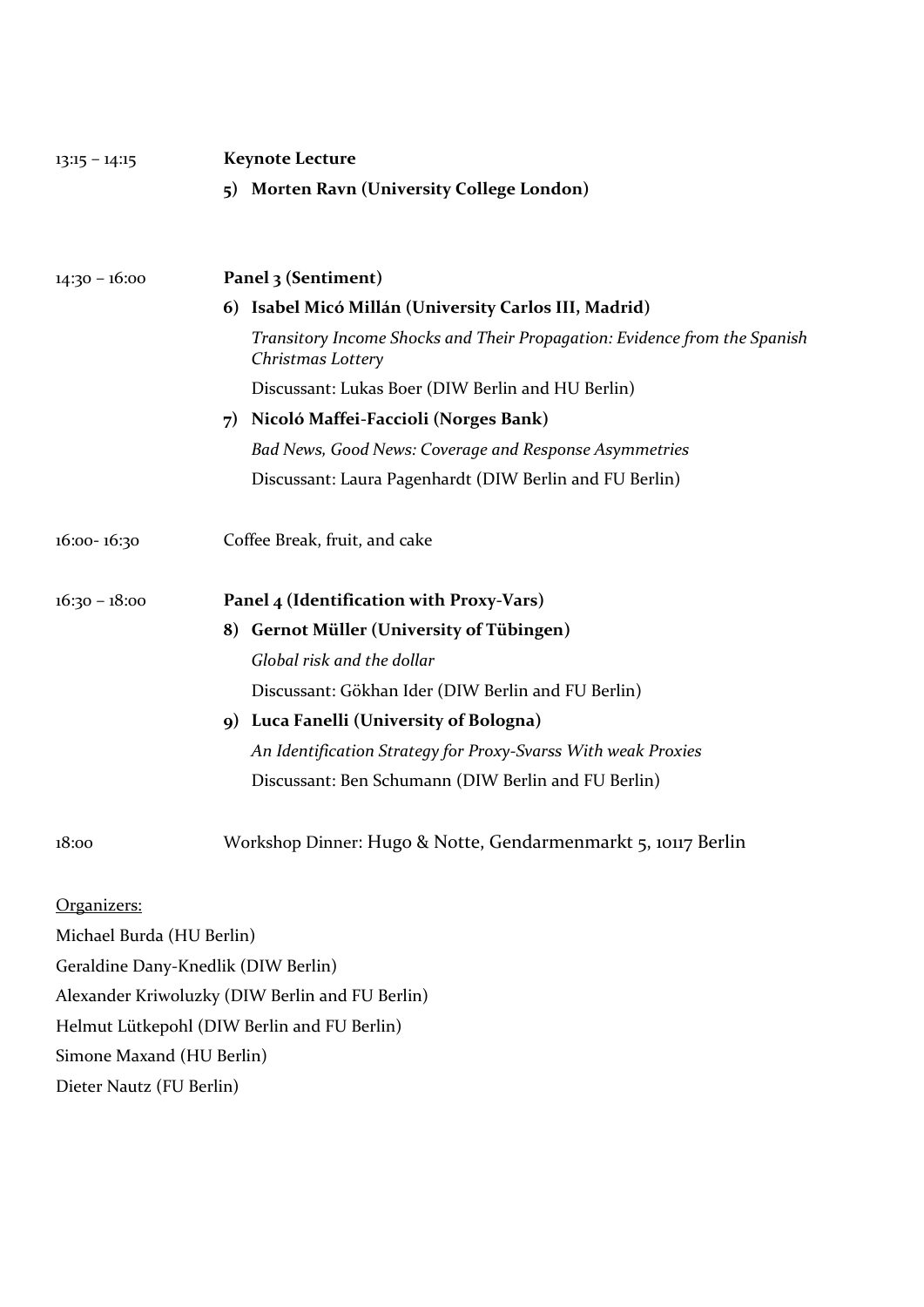13:15 – 14:15 **Keynote Lecture**

**5) Morten Ravn (University College London)**

14:30 – 16:00 **Panel 3 (Sentiment)**

**6) Isabel Micó Millán (University Carlos III, Madrid)**

*Transitory Income Shocks and Their Propagation: Evidence from the Spanish Christmas Lottery*

Discussant: Lukas Boer (DIW Berlin and HU Berlin)

**7) Nicoló Maffei-Faccioli (Norges Bank)**

*Bad News, Good News: Coverage and Response Asymmetries*

Discussant: Laura Pagenhardt (DIW Berlin and FU Berlin)

16:00- 16:30 Coffee Break, fruit, and cake

16:30 – 18:00 **Panel 4 (Identification with Proxy-Vars)**

**8) Gernot Müller (University of Tübingen)**

*Global risk and the dollar*

Discussant: Gökhan Ider (DIW Berlin and FU Berlin)

**9) Luca Fanelli (University of Bologna)**

*An Identification Strategy for Proxy-Svarss With weak Proxies*

Discussant: Ben Schumann (DIW Berlin and FU Berlin)

18:00 Workshop Dinner: Hugo & Notte, Gendarmenmarkt 5, 10117 Berlin

Organizers:

Michael Burda (HU Berlin)

Geraldine Dany-Knedlik (DIW Berlin)

Alexander Kriwoluzky (DIW Berlin and FU Berlin)

Helmut Lütkepohl (DIW Berlin and FU Berlin)

Simone Maxand (HU Berlin)

Dieter Nautz (FU Berlin)